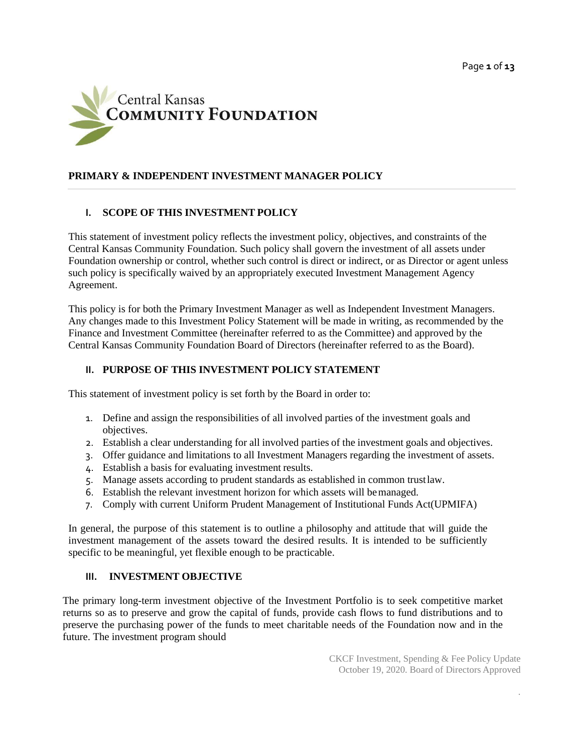Central Kansas
**COMMUNITY FOUNDATION**

## PRIMARY & INDEPENDENT INVESTMENT MANAGER POLICY

### I. SCOPE OF THIS INVESTMENT POLICY

This statement of investment policy reflects the investment policy, objectives, and constraints of the Central Kansas Community Foundation. Such policy shall govern the investment of all assets under Foundation ownership or control, whether such control is direct or indirect, or as Director or agent unless such policy is specifically waived by an appropriately executed Investment Management Agency Agreement.

This policy is for both the Primary Investment Manager as well as Independent Investment Managers. Any changes made to this Investment Policy Statement will be made in writing, as recommended by the Finance and Investment Committee (hereinafter referred to as the Committee) and approved by the Central Kansas Community Foundation Board of Directors (hereinafter referred to as the Board).

### II. PURPOSE OF THIS INVESTMENT POLICY STATEMENT

This statement of investment policy is set forth by the Board in order to:

1. Define and assign the responsibilities of all involved parties of the investment goals and objectives.
2. Establish a clear understanding for all involved parties of the investment goals and objectives.
3. Offer guidance and limitations to all Investment Managers regarding the investment of assets.
4. Establish a basis for evaluating investment results.
5. Manage assets according to prudent standards as established in common trust law.
6. Establish the relevant investment horizon for which assets will be managed.
7. Comply with current Uniform Prudent Management of Institutional Funds Act(UPMIFA)

In general, the purpose of this statement is to outline a philosophy and attitude that will guide the investment management of the assets toward the desired results. It is intended to be sufficiently specific to be meaningful, yet flexible enough to be practicable.

### III. INVESTMENT OBJECTIVE

The primary long-term investment objective of the Investment Portfolio is to seek competitive market returns so as to preserve and grow the capital of funds, provide cash flows to fund distributions and to preserve the purchasing power of the funds to meet charitable needs of the Foundation now and in the future. The investment program should

CKCF Investment, Spending & Fee Policy Update
October 19, 2020. Board of Directors Approved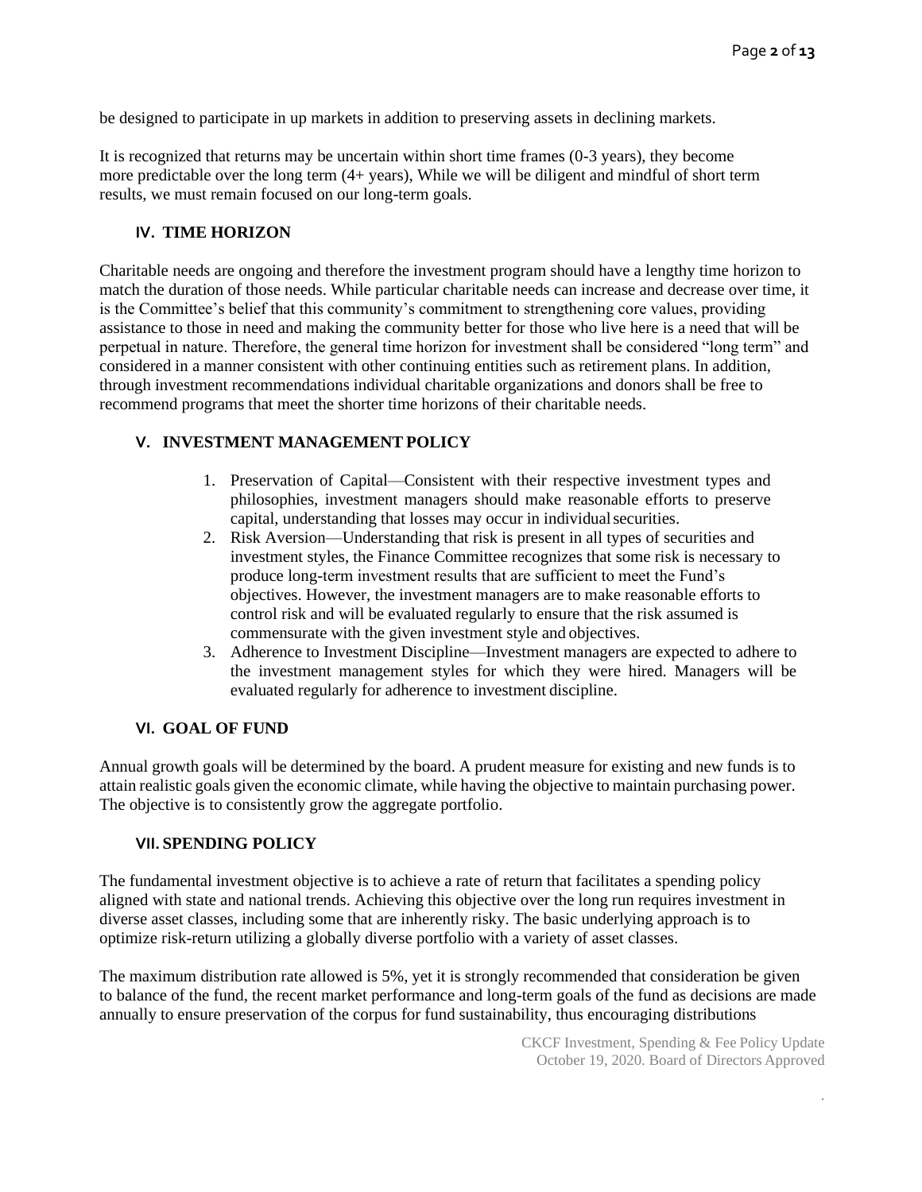be designed to participate in up markets in addition to preserving assets in declining markets.

It is recognized that returns may be uncertain within short time frames (0-3 years), they become more predictable over the long term (4+ years), While we will be diligent and mindful of short term results, we must remain focused on our long-term goals.

## IV. TIME HORIZON

Charitable needs are ongoing and therefore the investment program should have a lengthy time horizon to match the duration of those needs. While particular charitable needs can increase and decrease over time, it is the Committee's belief that this community's commitment to strengthening core values, providing assistance to those in need and making the community better for those who live here is a need that will be perpetual in nature. Therefore, the general time horizon for investment shall be considered "long term" and considered in a manner consistent with other continuing entities such as retirement plans. In addition, through investment recommendations individual charitable organizations and donors shall be free to recommend programs that meet the shorter time horizons of their charitable needs.

## V. INVESTMENT MANAGEMENT POLICY

1. Preservation of Capital—Consistent with their respective investment types and philosophies, investment managers should make reasonable efforts to preserve capital, understanding that losses may occur in individual securities.
2. Risk Aversion—Understanding that risk is present in all types of securities and investment styles, the Finance Committee recognizes that some risk is necessary to produce long-term investment results that are sufficient to meet the Fund's objectives. However, the investment managers are to make reasonable efforts to control risk and will be evaluated regularly to ensure that the risk assumed is commensurate with the given investment style and objectives.
3. Adherence to Investment Discipline—Investment managers are expected to adhere to the investment management styles for which they were hired. Managers will be evaluated regularly for adherence to investment discipline.

## VI. GOAL OF FUND

Annual growth goals will be determined by the board. A prudent measure for existing and new funds is to attain realistic goals given the economic climate, while having the objective to maintain purchasing power. The objective is to consistently grow the aggregate portfolio.

## VII. SPENDING POLICY

The fundamental investment objective is to achieve a rate of return that facilitates a spending policy aligned with state and national trends. Achieving this objective over the long run requires investment in diverse asset classes, including some that are inherently risky. The basic underlying approach is to optimize risk-return utilizing a globally diverse portfolio with a variety of asset classes.

The maximum distribution rate allowed is 5%, yet it is strongly recommended that consideration be given to balance of the fund, the recent market performance and long-term goals of the fund as decisions are made annually to ensure preservation of the corpus for fund sustainability, thus encouraging distributions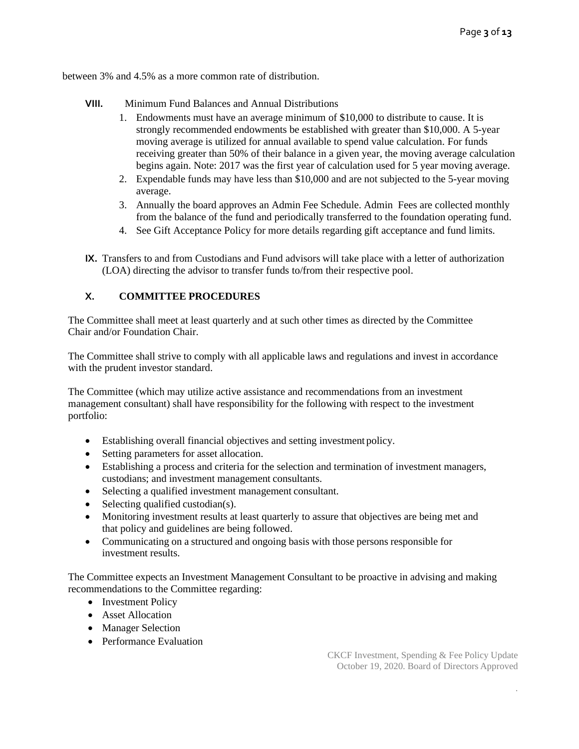between 3% and 4.5% as a more common rate of distribution.

**VIII.** Minimum Fund Balances and Annual Distributions

1. Endowments must have an average minimum of $10,000 to distribute to cause. It is strongly recommended endowments be established with greater than $10,000. A 5-year moving average is utilized for annual available to spend value calculation. For funds receiving greater than 50% of their balance in a given year, the moving average calculation begins again. Note: 2017 was the first year of calculation used for 5 year moving average.
2. Expendable funds may have less than $10,000 and are not subjected to the 5-year moving average.
3. Annually the board approves an Admin Fee Schedule. Admin Fees are collected monthly from the balance of the fund and periodically transferred to the foundation operating fund.
4. See Gift Acceptance Policy for more details regarding gift acceptance and fund limits.

**IX.** Transfers to and from Custodians and Fund advisors will take place with a letter of authorization (LOA) directing the advisor to transfer funds to/from their respective pool.

## X. COMMITTEE PROCEDURES

The Committee shall meet at least quarterly and at such other times as directed by the Committee Chair and/or Foundation Chair.

The Committee shall strive to comply with all applicable laws and regulations and invest in accordance with the prudent investor standard.

The Committee (which may utilize active assistance and recommendations from an investment management consultant) shall have responsibility for the following with respect to the investment portfolio:

- Establishing overall financial objectives and setting investment policy.
- Setting parameters for asset allocation.
- Establishing a process and criteria for the selection and termination of investment managers, custodians; and investment management consultants.
- Selecting a qualified investment management consultant.
- Selecting qualified custodian(s).
- Monitoring investment results at least quarterly to assure that objectives are being met and that policy and guidelines are being followed.
- Communicating on a structured and ongoing basis with those persons responsible for investment results.

The Committee expects an Investment Management Consultant to be proactive in advising and making recommendations to the Committee regarding:

- Investment Policy
- Asset Allocation
- Manager Selection
- Performance Evaluation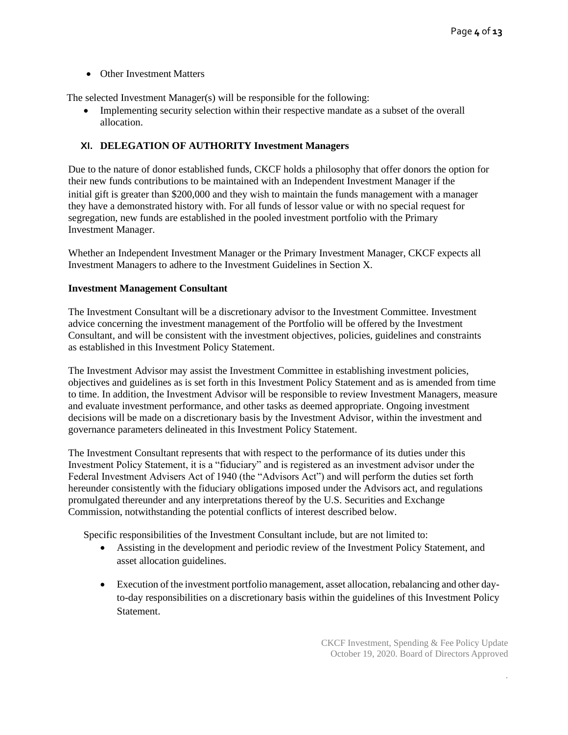- Other Investment Matters

The selected Investment Manager(s) will be responsible for the following:

- Implementing security selection within their respective mandate as a subset of the overall allocation.

## XI. DELEGATION OF AUTHORITY Investment Managers

Due to the nature of donor established funds, CKCF holds a philosophy that offer donors the option for their new funds contributions to be maintained with an Independent Investment Manager if the initial gift is greater than $200,000 and they wish to maintain the funds management with a manager they have a demonstrated history with. For all funds of lessor value or with no special request for segregation, new funds are established in the pooled investment portfolio with the Primary Investment Manager.

Whether an Independent Investment Manager or the Primary Investment Manager, CKCF expects all Investment Managers to adhere to the Investment Guidelines in Section X.

**Investment Management Consultant**

The Investment Consultant will be a discretionary advisor to the Investment Committee. Investment advice concerning the investment management of the Portfolio will be offered by the Investment Consultant, and will be consistent with the investment objectives, policies, guidelines and constraints as established in this Investment Policy Statement.

The Investment Advisor may assist the Investment Committee in establishing investment policies, objectives and guidelines as is set forth in this Investment Policy Statement and as is amended from time to time. In addition, the Investment Advisor will be responsible to review Investment Managers, measure and evaluate investment performance, and other tasks as deemed appropriate. Ongoing investment decisions will be made on a discretionary basis by the Investment Advisor, within the investment and governance parameters delineated in this Investment Policy Statement.

The Investment Consultant represents that with respect to the performance of its duties under this Investment Policy Statement, it is a "fiduciary" and is registered as an investment advisor under the Federal Investment Advisers Act of 1940 (the "Advisors Act") and will perform the duties set forth hereunder consistently with the fiduciary obligations imposed under the Advisors act, and regulations promulgated thereunder and any interpretations thereof by the U.S. Securities and Exchange Commission, notwithstanding the potential conflicts of interest described below.

Specific responsibilities of the Investment Consultant include, but are not limited to:

- Assisting in the development and periodic review of the Investment Policy Statement, and asset allocation guidelines.
- Execution of the investment portfolio management, asset allocation, rebalancing and other day-to-day responsibilities on a discretionary basis within the guidelines of this Investment Policy Statement.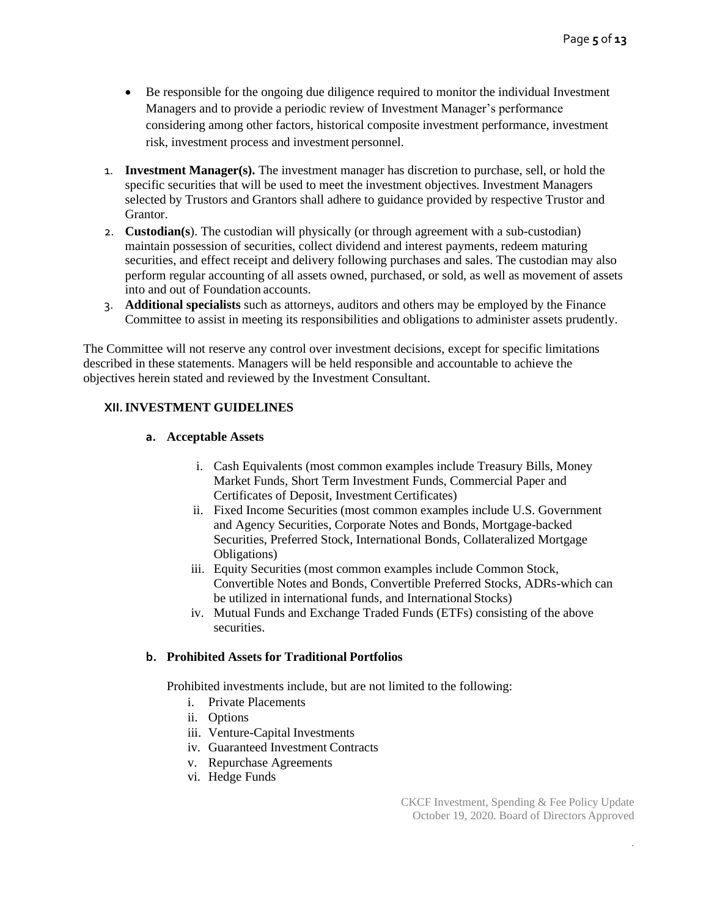- Be responsible for the ongoing due diligence required to monitor the individual Investment Managers and to provide a periodic review of Investment Manager's performance considering among other factors, historical composite investment performance, investment risk, investment process and investment personnel.

1. **Investment Manager(s).** The investment manager has discretion to purchase, sell, or hold the specific securities that will be used to meet the investment objectives. Investment Managers selected by Trustors and Grantors shall adhere to guidance provided by respective Trustor and Grantor.
2. **Custodian(s**). The custodian will physically (or through agreement with a sub-custodian) maintain possession of securities, collect dividend and interest payments, redeem maturing securities, and effect receipt and delivery following purchases and sales. The custodian may also perform regular accounting of all assets owned, purchased, or sold, as well as movement of assets into and out of Foundation accounts.
3. **Additional specialists** such as attorneys, auditors and others may be employed by the Finance Committee to assist in meeting its responsibilities and obligations to administer assets prudently.

The Committee will not reserve any control over investment decisions, except for specific limitations described in these statements. Managers will be held responsible and accountable to achieve the objectives herein stated and reviewed by the Investment Consultant.

## XII. INVESTMENT GUIDELINES

### a. Acceptable Assets

i. Cash Equivalents (most common examples include Treasury Bills, Money Market Funds, Short Term Investment Funds, Commercial Paper and Certificates of Deposit, Investment Certificates)

ii. Fixed Income Securities (most common examples include U.S. Government and Agency Securities, Corporate Notes and Bonds, Mortgage-backed Securities, Preferred Stock, International Bonds, Collateralized Mortgage Obligations)

iii. Equity Securities (most common examples include Common Stock, Convertible Notes and Bonds, Convertible Preferred Stocks, ADRs-which can be utilized in international funds, and International Stocks)

iv. Mutual Funds and Exchange Traded Funds (ETFs) consisting of the above securities.

### b. Prohibited Assets for Traditional Portfolios

Prohibited investments include, but are not limited to the following:

i. Private Placements
ii. Options
iii. Venture-Capital Investments
iv. Guaranteed Investment Contracts
v. Repurchase Agreements
vi. Hedge Funds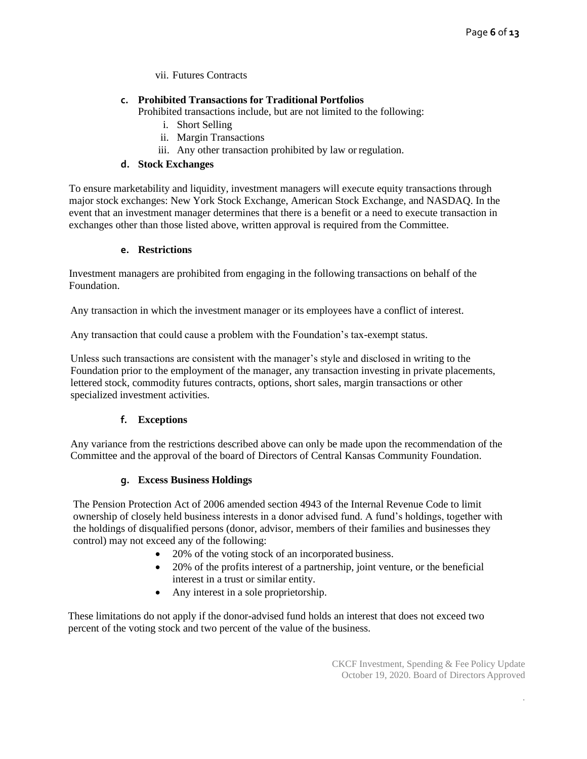vii. Futures Contracts

**c. Prohibited Transactions for Traditional Portfolios**

Prohibited transactions include, but are not limited to the following:

i. Short Selling
ii. Margin Transactions
iii. Any other transaction prohibited by law or regulation.

**d. Stock Exchanges**

To ensure marketability and liquidity, investment managers will execute equity transactions through major stock exchanges: New York Stock Exchange, American Stock Exchange, and NASDAQ. In the event that an investment manager determines that there is a benefit or a need to execute transaction in exchanges other than those listed above, written approval is required from the Committee.

**e. Restrictions**

Investment managers are prohibited from engaging in the following transactions on behalf of the Foundation.

Any transaction in which the investment manager or its employees have a conflict of interest.

Any transaction that could cause a problem with the Foundation's tax-exempt status.

Unless such transactions are consistent with the manager's style and disclosed in writing to the Foundation prior to the employment of the manager, any transaction investing in private placements, lettered stock, commodity futures contracts, options, short sales, margin transactions or other specialized investment activities.

**f. Exceptions**

Any variance from the restrictions described above can only be made upon the recommendation of the Committee and the approval of the board of Directors of Central Kansas Community Foundation.

**g. Excess Business Holdings**

The Pension Protection Act of 2006 amended section 4943 of the Internal Revenue Code to limit ownership of closely held business interests in a donor advised fund. A fund's holdings, together with the holdings of disqualified persons (donor, advisor, members of their families and businesses they control) may not exceed any of the following:

- 20% of the voting stock of an incorporated business.
- 20% of the profits interest of a partnership, joint venture, or the beneficial interest in a trust or similar entity.
- Any interest in a sole proprietorship.

These limitations do not apply if the donor-advised fund holds an interest that does not exceed two percent of the voting stock and two percent of the value of the business.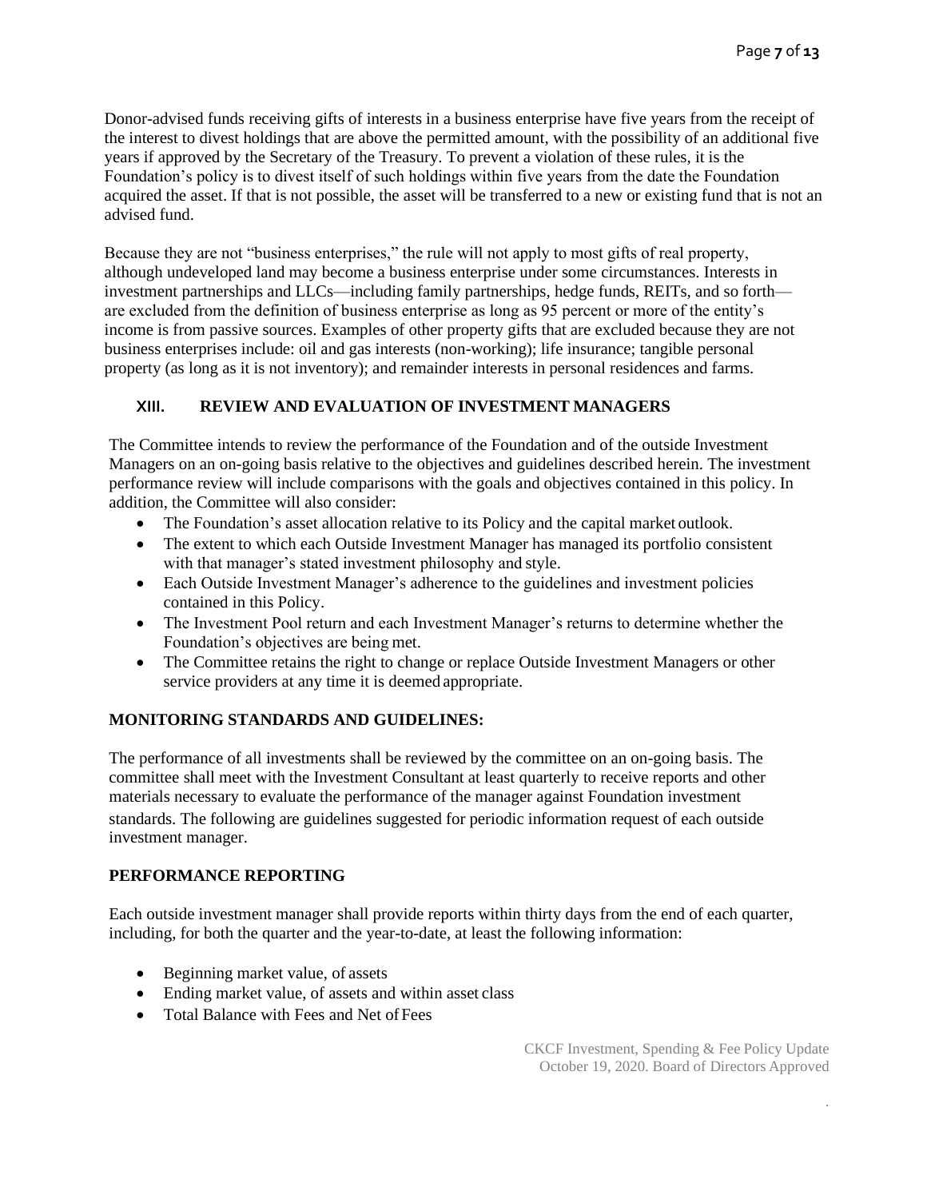Donor-advised funds receiving gifts of interests in a business enterprise have five years from the receipt of the interest to divest holdings that are above the permitted amount, with the possibility of an additional five years if approved by the Secretary of the Treasury. To prevent a violation of these rules, it is the Foundation's policy is to divest itself of such holdings within five years from the date the Foundation acquired the asset. If that is not possible, the asset will be transferred to a new or existing fund that is not an advised fund.

Because they are not "business enterprises," the rule will not apply to most gifts of real property, although undeveloped land may become a business enterprise under some circumstances. Interests in investment partnerships and LLCs—including family partnerships, hedge funds, REITs, and so forth—are excluded from the definition of business enterprise as long as 95 percent or more of the entity's income is from passive sources. Examples of other property gifts that are excluded because they are not business enterprises include: oil and gas interests (non-working); life insurance; tangible personal property (as long as it is not inventory); and remainder interests in personal residences and farms.

## XIII. REVIEW AND EVALUATION OF INVESTMENT MANAGERS

The Committee intends to review the performance of the Foundation and of the outside Investment Managers on an on-going basis relative to the objectives and guidelines described herein. The investment performance review will include comparisons with the goals and objectives contained in this policy. In addition, the Committee will also consider:

- The Foundation's asset allocation relative to its Policy and the capital market outlook.
- The extent to which each Outside Investment Manager has managed its portfolio consistent with that manager's stated investment philosophy and style.
- Each Outside Investment Manager's adherence to the guidelines and investment policies contained in this Policy.
- The Investment Pool return and each Investment Manager's returns to determine whether the Foundation's objectives are being met.
- The Committee retains the right to change or replace Outside Investment Managers or other service providers at any time it is deemed appropriate.

### MONITORING STANDARDS AND GUIDELINES:

The performance of all investments shall be reviewed by the committee on an on-going basis. The committee shall meet with the Investment Consultant at least quarterly to receive reports and other materials necessary to evaluate the performance of the manager against Foundation investment standards. The following are guidelines suggested for periodic information request of each outside investment manager.

### PERFORMANCE REPORTING

Each outside investment manager shall provide reports within thirty days from the end of each quarter, including, for both the quarter and the year-to-date, at least the following information:

- Beginning market value, of assets
- Ending market value, of assets and within asset class
- Total Balance with Fees and Net of Fees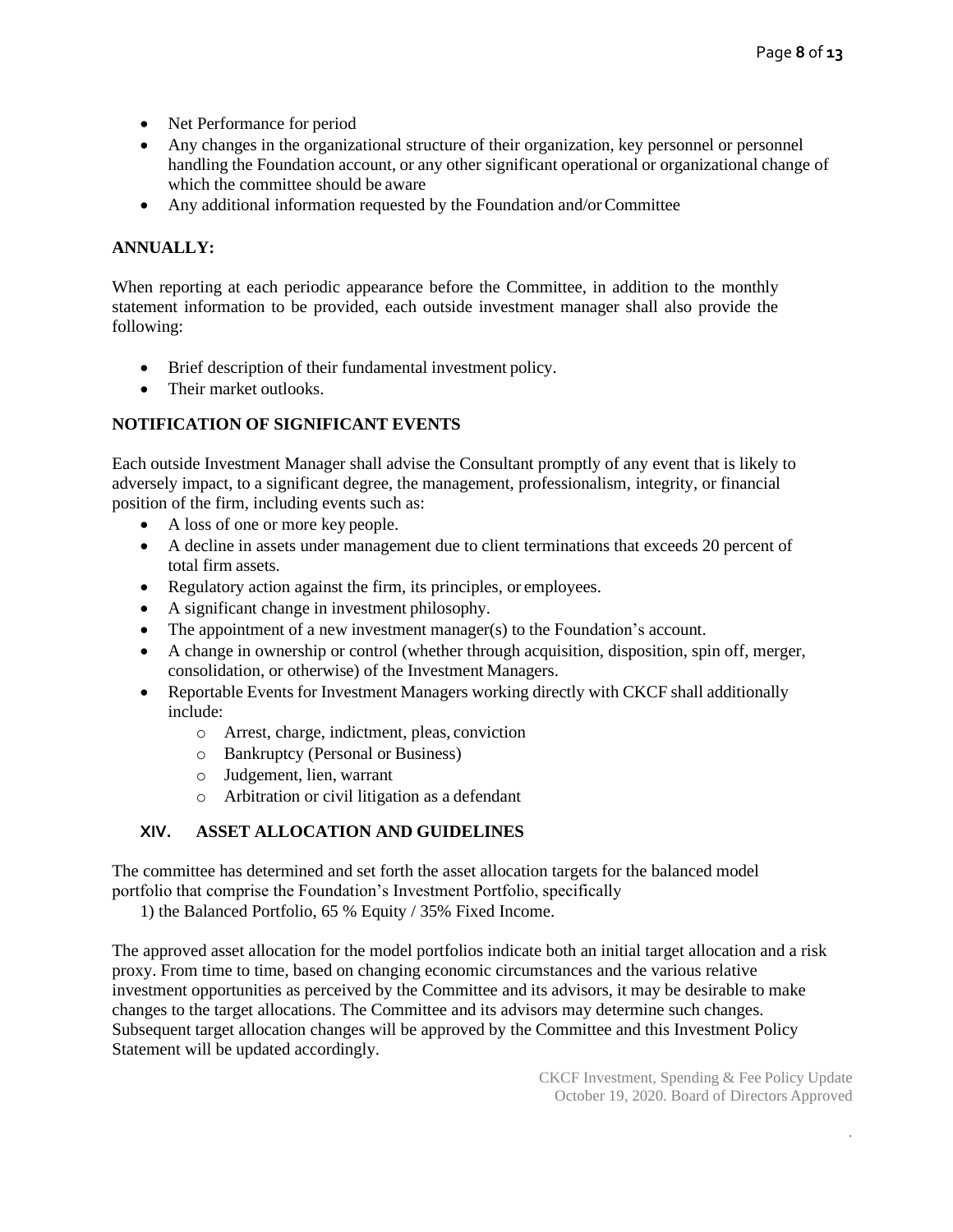- Net Performance for period
- Any changes in the organizational structure of their organization, key personnel or personnel handling the Foundation account, or any other significant operational or organizational change of which the committee should be aware
- Any additional information requested by the Foundation and/or Committee

**ANNUALLY:**

When reporting at each periodic appearance before the Committee, in addition to the monthly statement information to be provided, each outside investment manager shall also provide the following:

- Brief description of their fundamental investment policy.
- Their market outlooks.

**NOTIFICATION OF SIGNIFICANT EVENTS**

Each outside Investment Manager shall advise the Consultant promptly of any event that is likely to adversely impact, to a significant degree, the management, professionalism, integrity, or financial position of the firm, including events such as:

- A loss of one or more key people.
- A decline in assets under management due to client terminations that exceeds 20 percent of total firm assets.
- Regulatory action against the firm, its principles, or employees.
- A significant change in investment philosophy.
- The appointment of a new investment manager(s) to the Foundation's account.
- A change in ownership or control (whether through acquisition, disposition, spin off, merger, consolidation, or otherwise) of the Investment Managers.
- Reportable Events for Investment Managers working directly with CKCF shall additionally include:
    - Arrest, charge, indictment, pleas, conviction
    - Bankruptcy (Personal or Business)
    - Judgement, lien, warrant
    - Arbitration or civil litigation as a defendant

## XIV. ASSET ALLOCATION AND GUIDELINES

The committee has determined and set forth the asset allocation targets for the balanced model portfolio that comprise the Foundation's Investment Portfolio, specifically

1) the Balanced Portfolio, 65 % Equity / 35% Fixed Income.

The approved asset allocation for the model portfolios indicate both an initial target allocation and a risk proxy. From time to time, based on changing economic circumstances and the various relative investment opportunities as perceived by the Committee and its advisors, it may be desirable to make changes to the target allocations. The Committee and its advisors may determine such changes. Subsequent target allocation changes will be approved by the Committee and this Investment Policy Statement will be updated accordingly.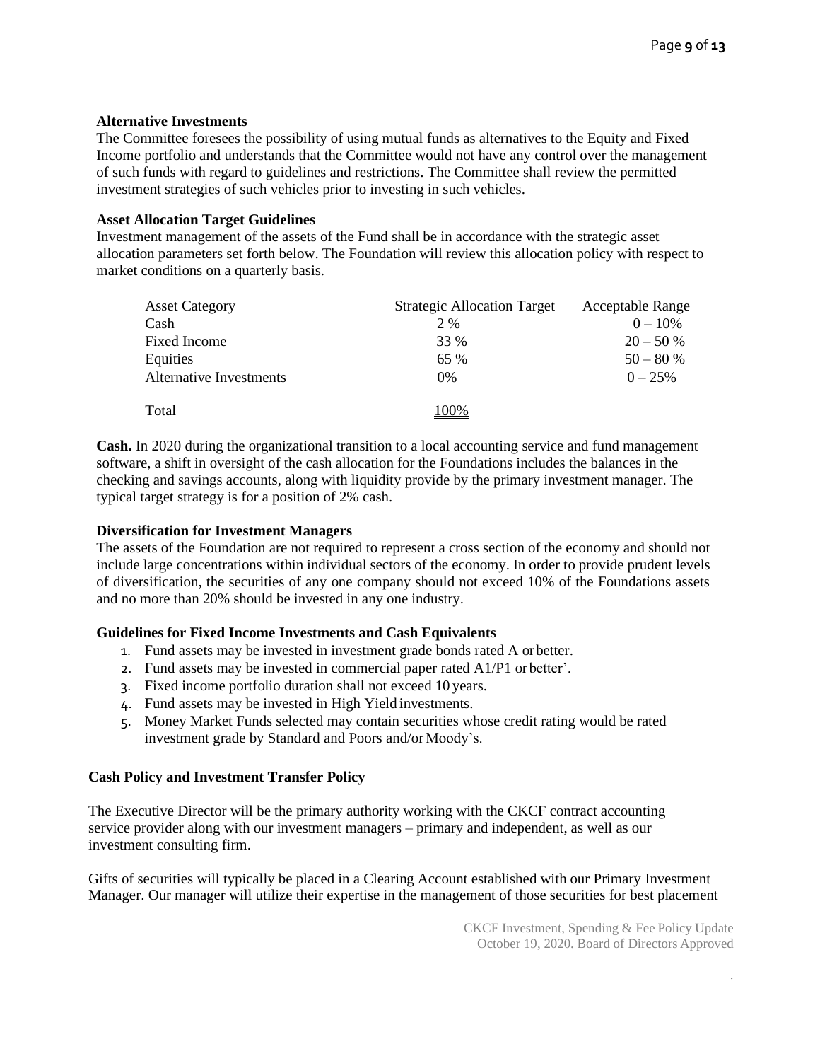**Alternative Investments**

The Committee foresees the possibility of using mutual funds as alternatives to the Equity and Fixed Income portfolio and understands that the Committee would not have any control over the management of such funds with regard to guidelines and restrictions. The Committee shall review the permitted investment strategies of such vehicles prior to investing in such vehicles.

**Asset Allocation Target Guidelines**

Investment management of the assets of the Fund shall be in accordance with the strategic asset allocation parameters set forth below. The Foundation will review this allocation policy with respect to market conditions on a quarterly basis.

| Asset Category | Strategic Allocation Target | Acceptable Range |
|---|---|---|
| Cash | 2 % | 0 – 10% |
| Fixed Income | 33 % | 20 – 50 % |
| Equities | 65 % | 50 – 80 % |
| Alternative Investments | 0% | 0 – 25% |
| Total | 100% | |

**Cash.** In 2020 during the organizational transition to a local accounting service and fund management software, a shift in oversight of the cash allocation for the Foundations includes the balances in the checking and savings accounts, along with liquidity provide by the primary investment manager. The typical target strategy is for a position of 2% cash.

**Diversification for Investment Managers**

The assets of the Foundation are not required to represent a cross section of the economy and should not include large concentrations within individual sectors of the economy. In order to provide prudent levels of diversification, the securities of any one company should not exceed 10% of the Foundations assets and no more than 20% should be invested in any one industry.

**Guidelines for Fixed Income Investments and Cash Equivalents**

1. Fund assets may be invested in investment grade bonds rated A or better.
2. Fund assets may be invested in commercial paper rated A1/P1 or better'.
3. Fixed income portfolio duration shall not exceed 10 years.
4. Fund assets may be invested in High Yield investments.
5. Money Market Funds selected may contain securities whose credit rating would be rated investment grade by Standard and Poors and/or Moody's.

**Cash Policy and Investment Transfer Policy**

The Executive Director will be the primary authority working with the CKCF contract accounting service provider along with our investment managers – primary and independent, as well as our investment consulting firm.

Gifts of securities will typically be placed in a Clearing Account established with our Primary Investment Manager. Our manager will utilize their expertise in the management of those securities for best placement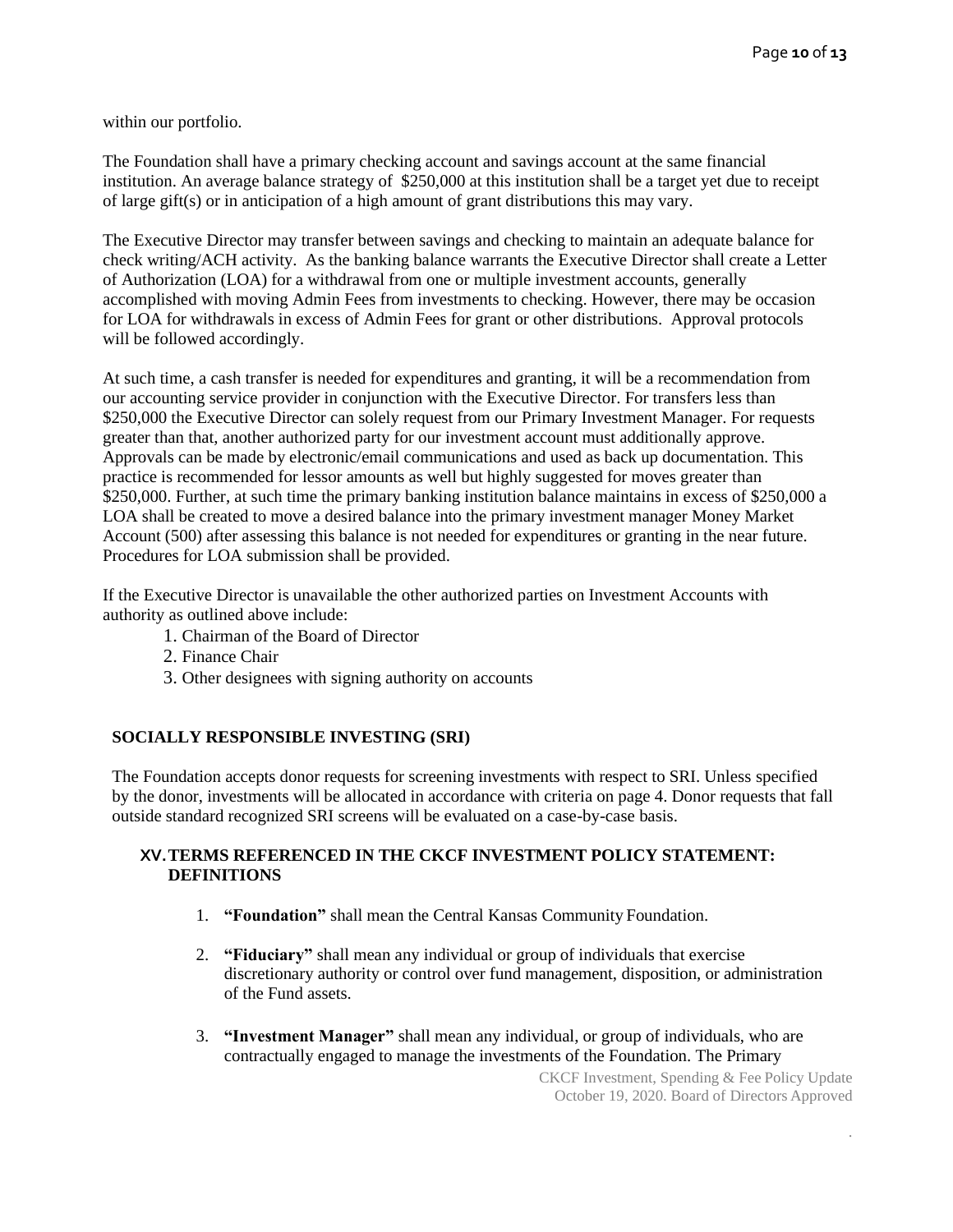within our portfolio.

The Foundation shall have a primary checking account and savings account at the same financial institution. An average balance strategy of $250,000 at this institution shall be a target yet due to receipt of large gift(s) or in anticipation of a high amount of grant distributions this may vary.

The Executive Director may transfer between savings and checking to maintain an adequate balance for check writing/ACH activity. As the banking balance warrants the Executive Director shall create a Letter of Authorization (LOA) for a withdrawal from one or multiple investment accounts, generally accomplished with moving Admin Fees from investments to checking. However, there may be occasion for LOA for withdrawals in excess of Admin Fees for grant or other distributions. Approval protocols will be followed accordingly.

At such time, a cash transfer is needed for expenditures and granting, it will be a recommendation from our accounting service provider in conjunction with the Executive Director. For transfers less than $250,000 the Executive Director can solely request from our Primary Investment Manager. For requests greater than that, another authorized party for our investment account must additionally approve. Approvals can be made by electronic/email communications and used as back up documentation. This practice is recommended for lessor amounts as well but highly suggested for moves greater than $250,000. Further, at such time the primary banking institution balance maintains in excess of $250,000 a LOA shall be created to move a desired balance into the primary investment manager Money Market Account (500) after assessing this balance is not needed for expenditures or granting in the near future. Procedures for LOA submission shall be provided.

If the Executive Director is unavailable the other authorized parties on Investment Accounts with authority as outlined above include:

1. Chairman of the Board of Director
2. Finance Chair
3. Other designees with signing authority on accounts

## SOCIALLY RESPONSIBLE INVESTING (SRI)

The Foundation accepts donor requests for screening investments with respect to SRI. Unless specified by the donor, investments will be allocated in accordance with criteria on page 4. Donor requests that fall outside standard recognized SRI screens will be evaluated on a case-by-case basis.

## XV. TERMS REFERENCED IN THE CKCF INVESTMENT POLICY STATEMENT: DEFINITIONS

1. **"Foundation"** shall mean the Central Kansas Community Foundation.
2. **"Fiduciary"** shall mean any individual or group of individuals that exercise discretionary authority or control over fund management, disposition, or administration of the Fund assets.
3. **"Investment Manager"** shall mean any individual, or group of individuals, who are contractually engaged to manage the investments of the Foundation. The Primary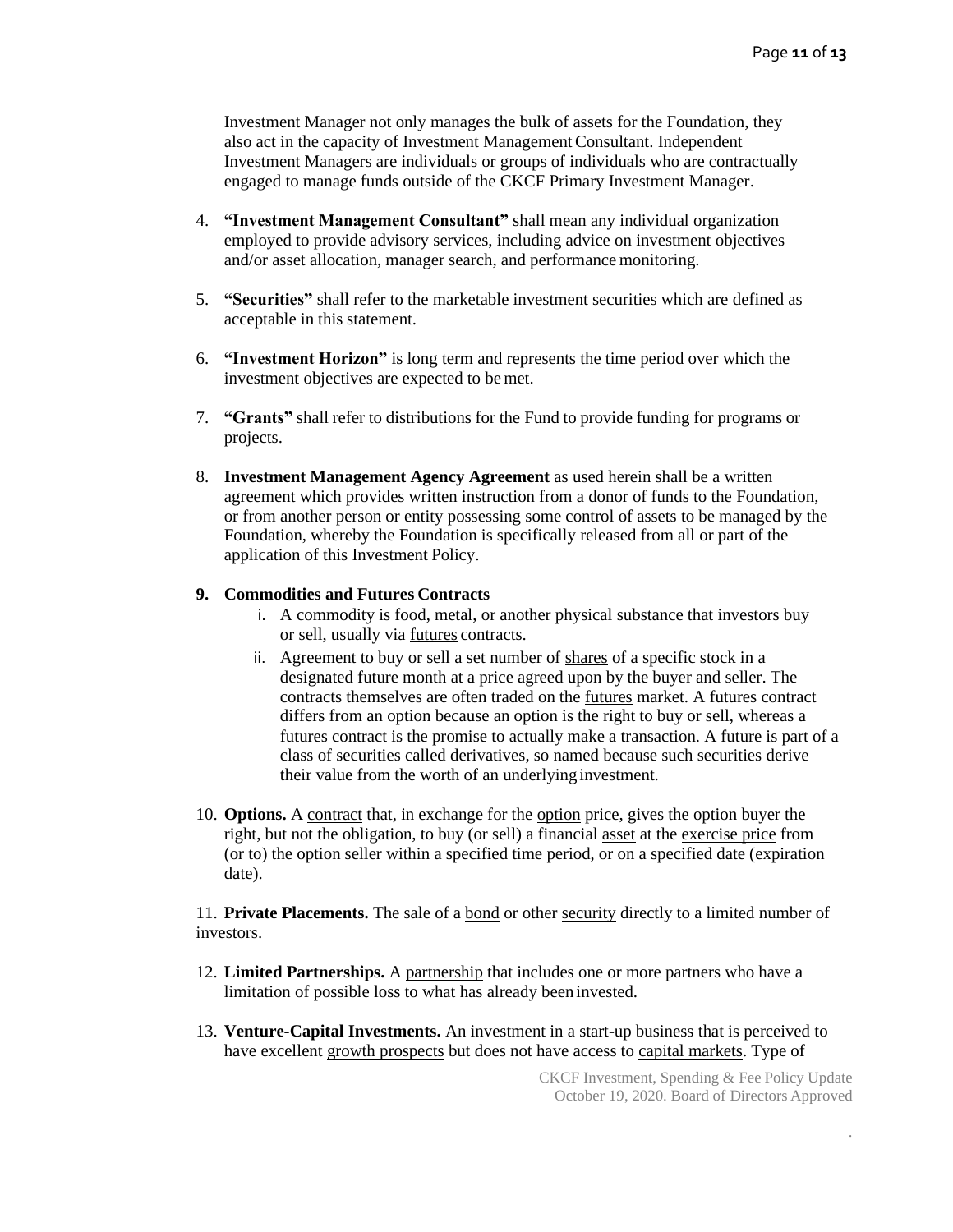Investment Manager not only manages the bulk of assets for the Foundation, they also act in the capacity of Investment Management Consultant. Independent Investment Managers are individuals or groups of individuals who are contractually engaged to manage funds outside of the CKCF Primary Investment Manager.

4. **"Investment Management Consultant"** shall mean any individual organization employed to provide advisory services, including advice on investment objectives and/or asset allocation, manager search, and performance monitoring.

5. **"Securities"** shall refer to the marketable investment securities which are defined as acceptable in this statement.

6. **"Investment Horizon"** is long term and represents the time period over which the investment objectives are expected to be met.

7. **"Grants"** shall refer to distributions for the Fund to provide funding for programs or projects.

8. **Investment Management Agency Agreement** as used herein shall be a written agreement which provides written instruction from a donor of funds to the Foundation, or from another person or entity possessing some control of assets to be managed by the Foundation, whereby the Foundation is specifically released from all or part of the application of this Investment Policy.

9. **Commodities and Futures Contracts**
   i. A commodity is food, metal, or another physical substance that investors buy or sell, usually via futures contracts.
   ii. Agreement to buy or sell a set number of shares of a specific stock in a designated future month at a price agreed upon by the buyer and seller. The contracts themselves are often traded on the futures market. A futures contract differs from an option because an option is the right to buy or sell, whereas a futures contract is the promise to actually make a transaction. A future is part of a class of securities called derivatives, so named because such securities derive their value from the worth of an underlying investment.

10. **Options.** A contract that, in exchange for the option price, gives the option buyer the right, but not the obligation, to buy (or sell) a financial asset at the exercise price from (or to) the option seller within a specified time period, or on a specified date (expiration date).

11. **Private Placements.** The sale of a bond or other security directly to a limited number of investors.

12. **Limited Partnerships.** A partnership that includes one or more partners who have a limitation of possible loss to what has already been invested.

13. **Venture-Capital Investments.** An investment in a start-up business that is perceived to have excellent growth prospects but does not have access to capital markets. Type of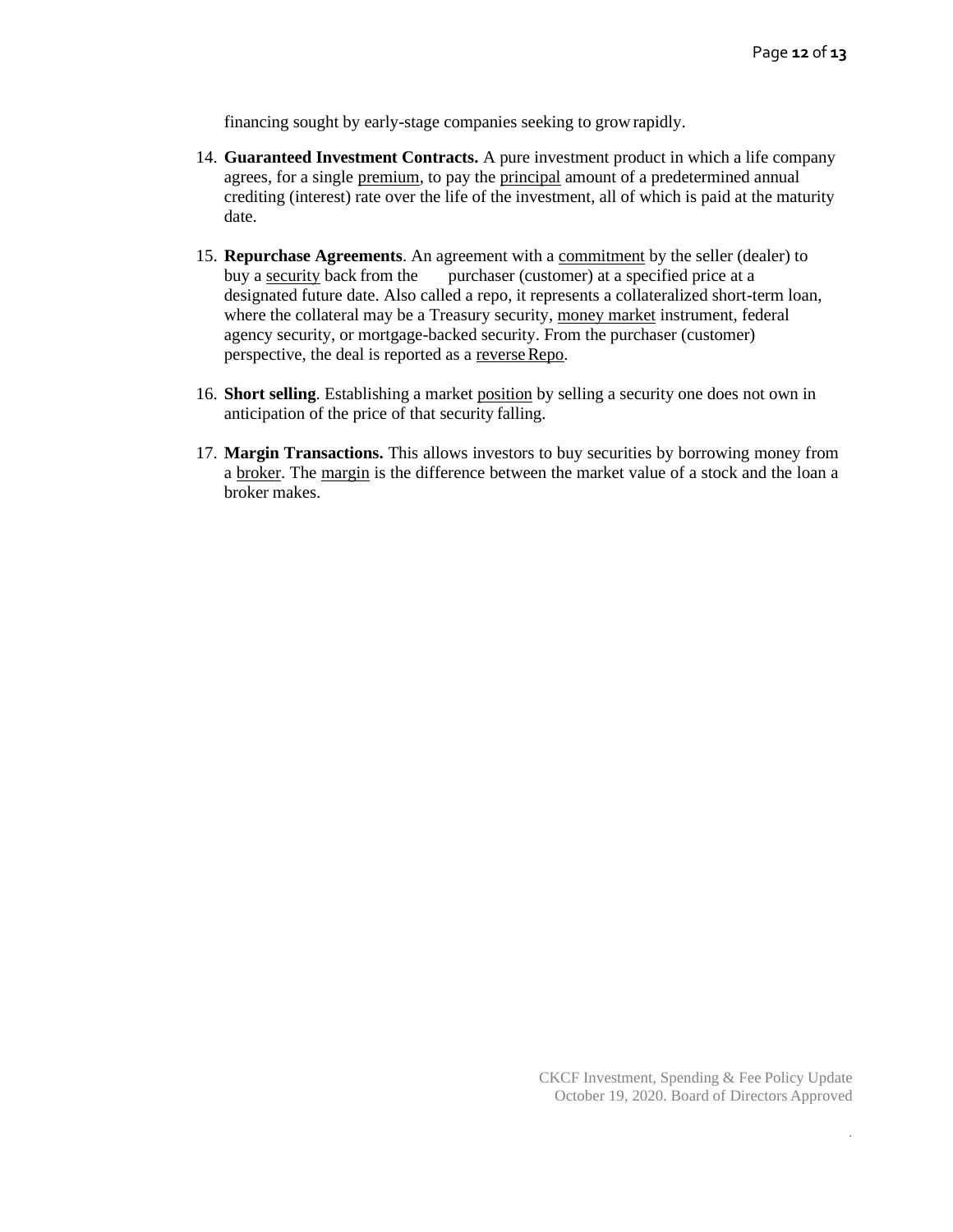financing sought by early-stage companies seeking to grow rapidly.

14. **Guaranteed Investment Contracts.** A pure investment product in which a life company agrees, for a single premium, to pay the principal amount of a predetermined annual crediting (interest) rate over the life of the investment, all of which is paid at the maturity date.

15. **Repurchase Agreements**. An agreement with a commitment by the seller (dealer) to buy a security back from the purchaser (customer) at a specified price at a designated future date. Also called a repo, it represents a collateralized short-term loan, where the collateral may be a Treasury security, money market instrument, federal agency security, or mortgage-backed security. From the purchaser (customer) perspective, the deal is reported as a reverse Repo.

16. **Short selling**. Establishing a market position by selling a security one does not own in anticipation of the price of that security falling.

17. **Margin Transactions.** This allows investors to buy securities by borrowing money from a broker. The margin is the difference between the market value of a stock and the loan a broker makes.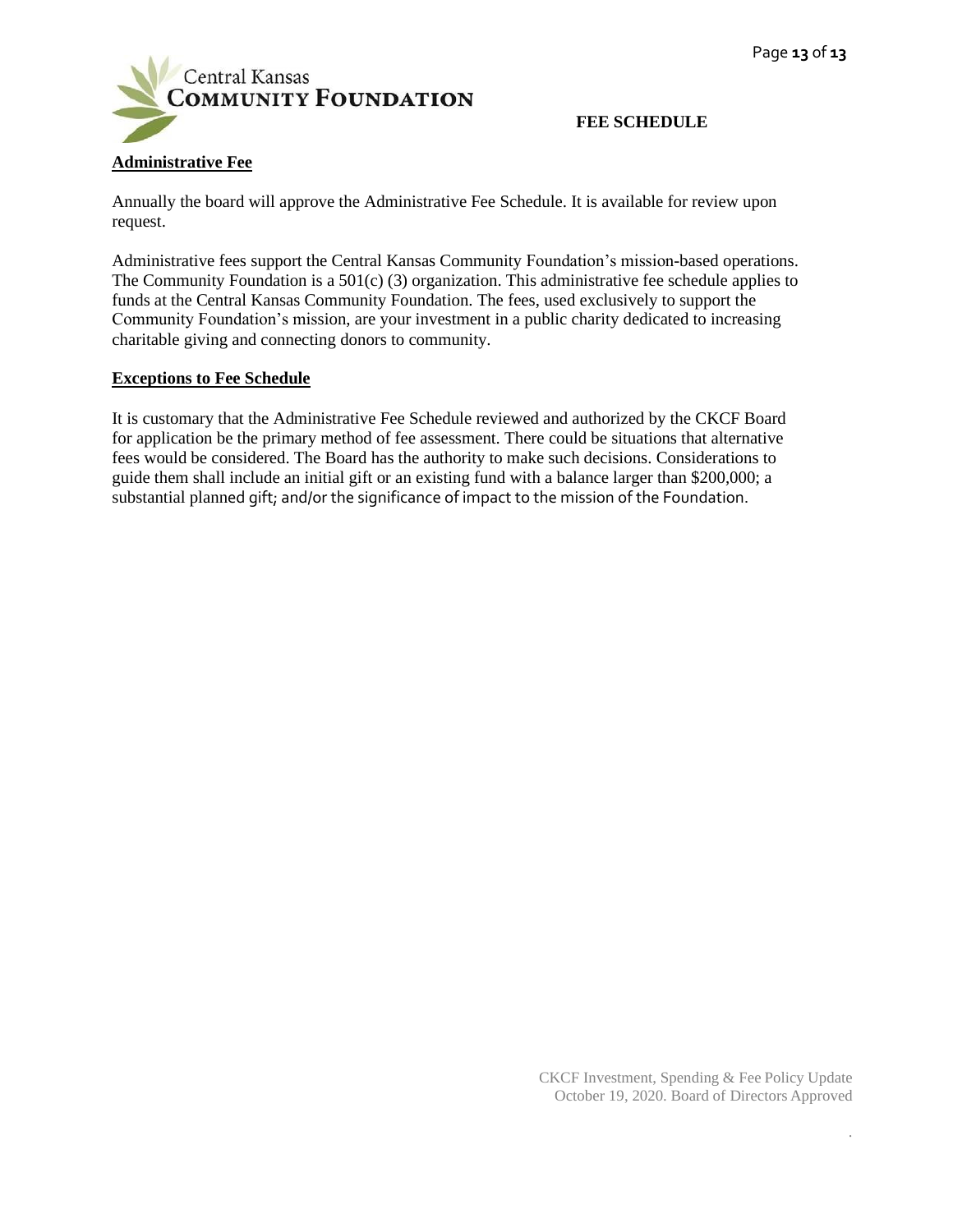## FEE SCHEDULE

**Administrative Fee**

Annually the board will approve the Administrative Fee Schedule. It is available for review upon request.

Administrative fees support the Central Kansas Community Foundation's mission-based operations. The Community Foundation is a 501(c) (3) organization. This administrative fee schedule applies to funds at the Central Kansas Community Foundation. The fees, used exclusively to support the Community Foundation's mission, are your investment in a public charity dedicated to increasing charitable giving and connecting donors to community.

**Exceptions to Fee Schedule**

It is customary that the Administrative Fee Schedule reviewed and authorized by the CKCF Board for application be the primary method of fee assessment. There could be situations that alternative fees would be considered. The Board has the authority to make such decisions. Considerations to guide them shall include an initial gift or an existing fund with a balance larger than $200,000; a substantial planned gift; and/or the significance of impact to the mission of the Foundation.